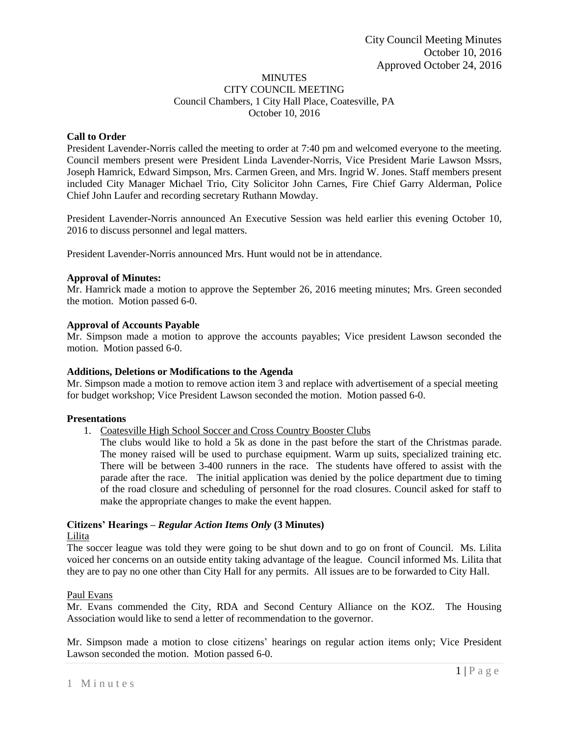City Council Meeting Minutes
October 10, 2016
Approved October 24, 2016

# MINUTES
## CITY COUNCIL MEETING
Council Chambers, 1 City Hall Place, Coatesville, PA
October 10, 2016

**Call to Order**
President Lavender-Norris called the meeting to order at 7:40 pm and welcomed everyone to the meeting. Council members present were President Linda Lavender-Norris, Vice President Marie Lawson Mssrs, Joseph Hamrick, Edward Simpson, Mrs. Carmen Green, and Mrs. Ingrid W. Jones. Staff members present included City Manager Michael Trio, City Solicitor John Carnes, Fire Chief Garry Alderman, Police Chief John Laufer and recording secretary Ruthann Mowday.

President Lavender-Norris announced An Executive Session was held earlier this evening October 10, 2016 to discuss personnel and legal matters.

President Lavender-Norris announced Mrs. Hunt would not be in attendance.

**Approval of Minutes:**
Mr. Hamrick made a motion to approve the September 26, 2016 meeting minutes; Mrs. Green seconded the motion. Motion passed 6-0.

**Approval of Accounts Payable**
Mr. Simpson made a motion to approve the accounts payables; Vice president Lawson seconded the motion. Motion passed 6-0.

**Additions, Deletions or Modifications to the Agenda**
Mr. Simpson made a motion to remove action item 3 and replace with advertisement of a special meeting for budget workshop; Vice President Lawson seconded the motion. Motion passed 6-0.

**Presentations**

1. Coatesville High School Soccer and Cross Country Booster Clubs
   The clubs would like to hold a 5k as done in the past before the start of the Christmas parade. The money raised will be used to purchase equipment. Warm up suits, specialized training etc. There will be between 3-400 runners in the race. The students have offered to assist with the parade after the race. The initial application was denied by the police department due to timing of the road closure and scheduling of personnel for the road closures. Council asked for staff to make the appropriate changes to make the event happen.

**Citizens' Hearings – *Regular Action Items Only* (3 Minutes)**

Lilita
The soccer league was told they were going to be shut down and to go on front of Council. Ms. Lilita voiced her concerns on an outside entity taking advantage of the league. Council informed Ms. Lilita that they are to pay no one other than City Hall for any permits. All issues are to be forwarded to City Hall.

Paul Evans
Mr. Evans commended the City, RDA and Second Century Alliance on the KOZ. The Housing Association would like to send a letter of recommendation to the governor.

Mr. Simpson made a motion to close citizens' hearings on regular action items only; Vice President Lawson seconded the motion. Motion passed 6-0.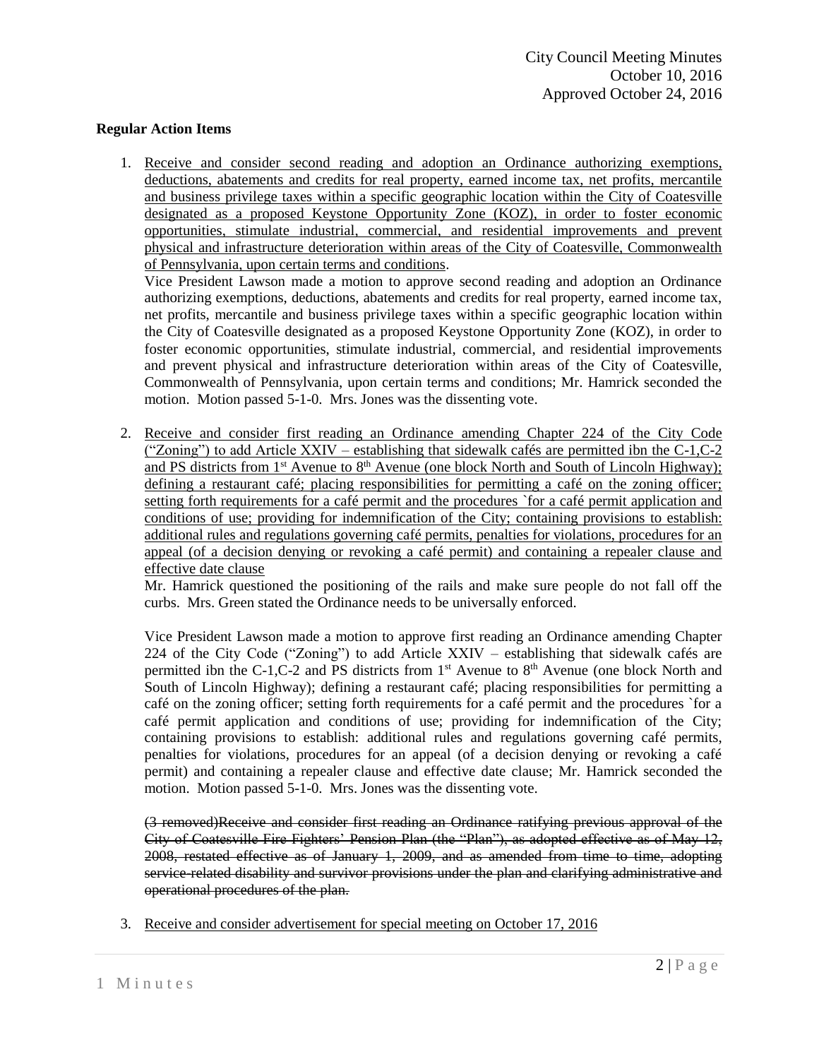**Regular Action Items**

1. <u>Receive and consider second reading and adoption an Ordinance authorizing exemptions, deductions, abatements and credits for real property, earned income tax, net profits, mercantile and business privilege taxes within a specific geographic location within the City of Coatesville designated as a proposed Keystone Opportunity Zone (KOZ), in order to foster economic opportunities, stimulate industrial, commercial, and residential improvements and prevent physical and infrastructure deterioration within areas of the City of Coatesville, Commonwealth of Pennsylvania, upon certain terms and conditions</u>.

   Vice President Lawson made a motion to approve second reading and adoption an Ordinance authorizing exemptions, deductions, abatements and credits for real property, earned income tax, net profits, mercantile and business privilege taxes within a specific geographic location within the City of Coatesville designated as a proposed Keystone Opportunity Zone (KOZ), in order to foster economic opportunities, stimulate industrial, commercial, and residential improvements and prevent physical and infrastructure deterioration within areas of the City of Coatesville, Commonwealth of Pennsylvania, upon certain terms and conditions; Mr. Hamrick seconded the motion. Motion passed 5-1-0. Mrs. Jones was the dissenting vote.

2. <u>Receive and consider first reading an Ordinance amending Chapter 224 of the City Code ("Zoning") to add Article XXIV – establishing that sidewalk cafés are permitted ibn the C-1,C-2 and PS districts from 1st Avenue to 8th Avenue (one block North and South of Lincoln Highway); defining a restaurant café; placing responsibilities for permitting a café on the zoning officer; setting forth requirements for a café permit and the procedures `for a café permit application and conditions of use; providing for indemnification of the City; containing provisions to establish: additional rules and regulations governing café permits, penalties for violations, procedures for an appeal (of a decision denying or revoking a café permit) and containing a repealer clause and effective date clause</u>

   Mr. Hamrick questioned the positioning of the rails and make sure people do not fall off the curbs. Mrs. Green stated the Ordinance needs to be universally enforced.

   Vice President Lawson made a motion to approve first reading an Ordinance amending Chapter 224 of the City Code ("Zoning") to add Article XXIV – establishing that sidewalk cafés are permitted ibn the C-1,C-2 and PS districts from 1st Avenue to 8th Avenue (one block North and South of Lincoln Highway); defining a restaurant café; placing responsibilities for permitting a café on the zoning officer; setting forth requirements for a café permit and the procedures `for a café permit application and conditions of use; providing for indemnification of the City; containing provisions to establish: additional rules and regulations governing café permits, penalties for violations, procedures for an appeal (of a decision denying or revoking a café permit) and containing a repealer clause and effective date clause; Mr. Hamrick seconded the motion. Motion passed 5-1-0. Mrs. Jones was the dissenting vote.

   ~~(3 removed)Receive and consider first reading an Ordinance ratifying previous approval of the City of Coatesville Fire Fighters' Pension Plan (the "Plan"), as adopted effective as of May 12, 2008, restated effective as of January 1, 2009, and as amended from time to time, adopting service-related disability and survivor provisions under the plan and clarifying administrative and operational procedures of the plan.~~

3. <u>Receive and consider advertisement for special meeting on October 17, 2016</u>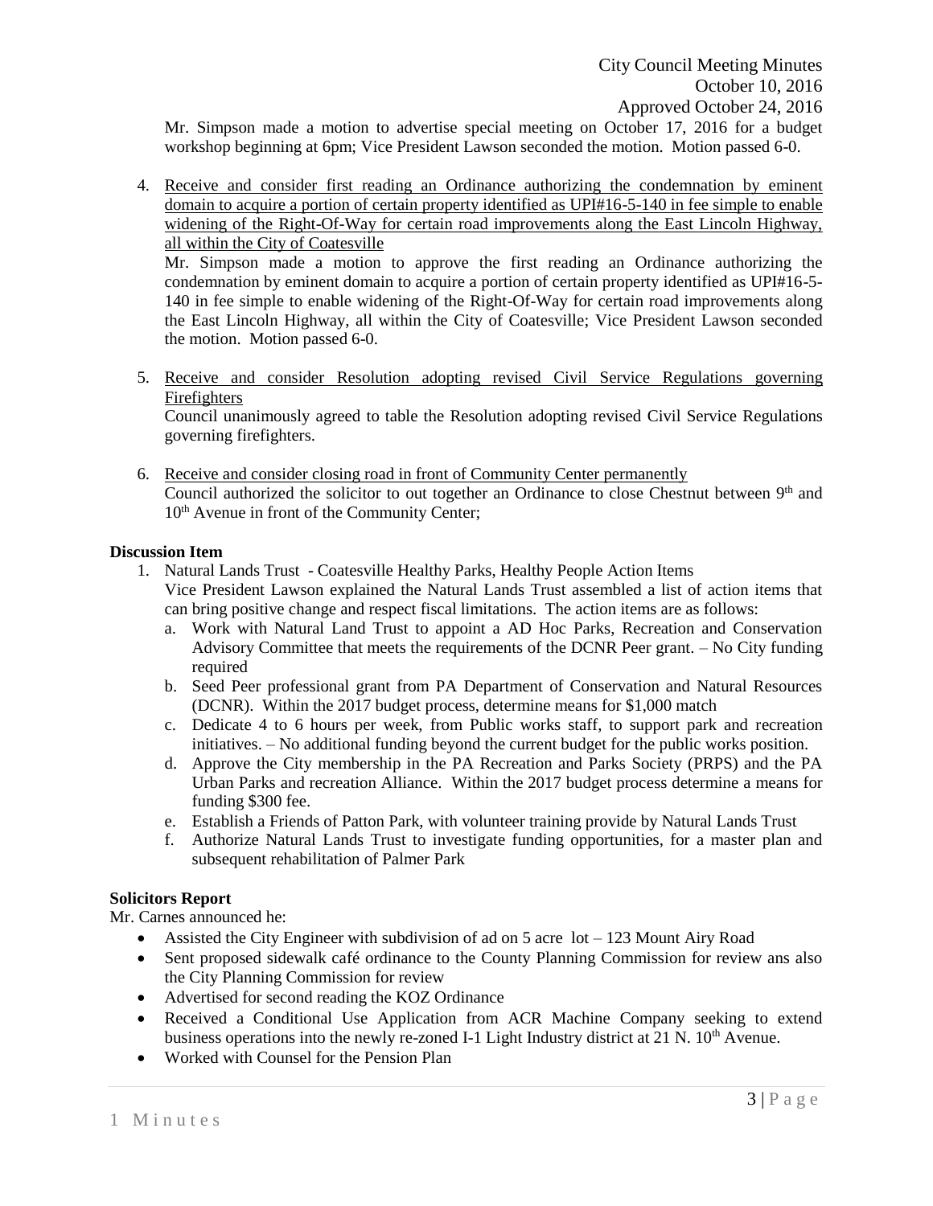Mr. Simpson made a motion to advertise special meeting on October 17, 2016 for a budget workshop beginning at 6pm; Vice President Lawson seconded the motion. Motion passed 6-0.

4. Receive and consider first reading an Ordinance authorizing the condemnation by eminent domain to acquire a portion of certain property identified as UPI#16-5-140 in fee simple to enable widening of the Right-Of-Way for certain road improvements along the East Lincoln Highway, all within the City of Coatesville

   Mr. Simpson made a motion to approve the first reading an Ordinance authorizing the condemnation by eminent domain to acquire a portion of certain property identified as UPI#16-5-140 in fee simple to enable widening of the Right-Of-Way for certain road improvements along the East Lincoln Highway, all within the City of Coatesville; Vice President Lawson seconded the motion. Motion passed 6-0.

5. Receive and consider Resolution adopting revised Civil Service Regulations governing Firefighters

   Council unanimously agreed to table the Resolution adopting revised Civil Service Regulations governing firefighters.

6. Receive and consider closing road in front of Community Center permanently

   Council authorized the solicitor to out together an Ordinance to close Chestnut between 9th and 10th Avenue in front of the Community Center;

**Discussion Item**

1. Natural Lands Trust - Coatesville Healthy Parks, Healthy People Action Items

   Vice President Lawson explained the Natural Lands Trust assembled a list of action items that can bring positive change and respect fiscal limitations. The action items are as follows:

   a. Work with Natural Land Trust to appoint a AD Hoc Parks, Recreation and Conservation Advisory Committee that meets the requirements of the DCNR Peer grant. – No City funding required
   b. Seed Peer professional grant from PA Department of Conservation and Natural Resources (DCNR). Within the 2017 budget process, determine means for $1,000 match
   c. Dedicate 4 to 6 hours per week, from Public works staff, to support park and recreation initiatives. – No additional funding beyond the current budget for the public works position.
   d. Approve the City membership in the PA Recreation and Parks Society (PRPS) and the PA Urban Parks and recreation Alliance. Within the 2017 budget process determine a means for funding $300 fee.
   e. Establish a Friends of Patton Park, with volunteer training provide by Natural Lands Trust
   f. Authorize Natural Lands Trust to investigate funding opportunities, for a master plan and subsequent rehabilitation of Palmer Park

**Solicitors Report**

Mr. Carnes announced he:

- Assisted the City Engineer with subdivision of ad on 5 acre lot – 123 Mount Airy Road
- Sent proposed sidewalk café ordinance to the County Planning Commission for review ans also the City Planning Commission for review
- Advertised for second reading the KOZ Ordinance
- Received a Conditional Use Application from ACR Machine Company seeking to extend business operations into the newly re-zoned I-1 Light Industry district at 21 N. 10th Avenue.
- Worked with Counsel for the Pension Plan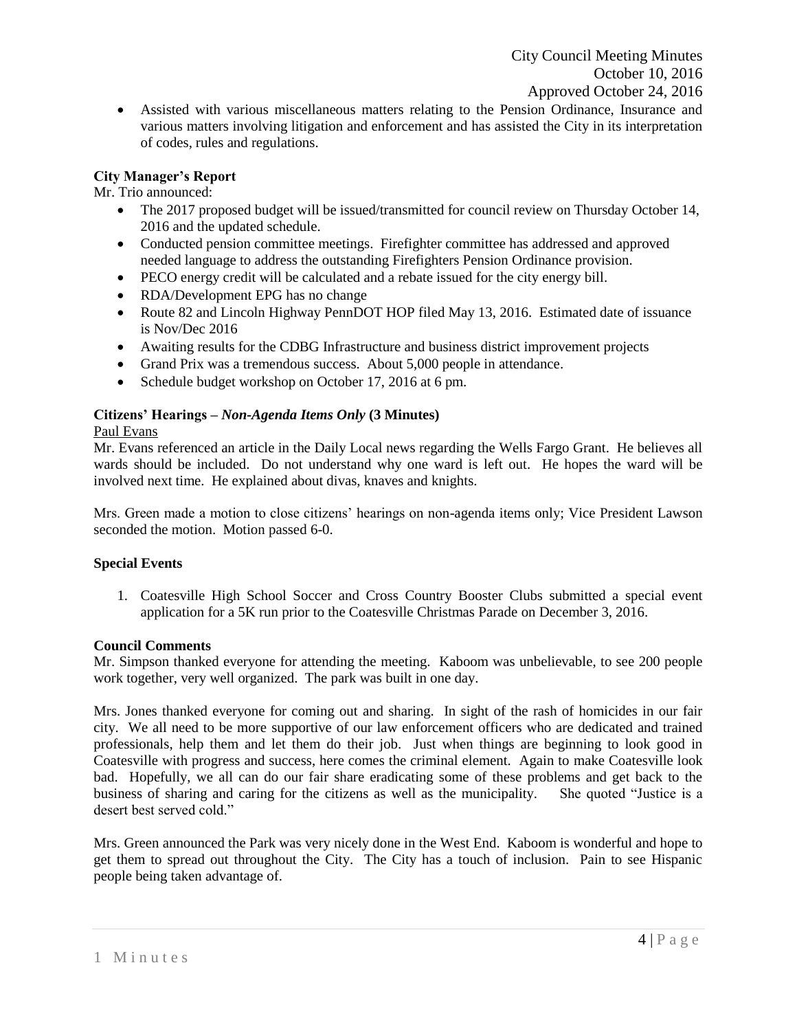- Assisted with various miscellaneous matters relating to the Pension Ordinance, Insurance and various matters involving litigation and enforcement and has assisted the City in its interpretation of codes, rules and regulations.

**City Manager's Report**

Mr. Trio announced:

- The 2017 proposed budget will be issued/transmitted for council review on Thursday October 14, 2016 and the updated schedule.
- Conducted pension committee meetings. Firefighter committee has addressed and approved needed language to address the outstanding Firefighters Pension Ordinance provision.
- PECO energy credit will be calculated and a rebate issued for the city energy bill.
- RDA/Development EPG has no change
- Route 82 and Lincoln Highway PennDOT HOP filed May 13, 2016. Estimated date of issuance is Nov/Dec 2016
- Awaiting results for the CDBG Infrastructure and business district improvement projects
- Grand Prix was a tremendous success. About 5,000 people in attendance.
- Schedule budget workshop on October 17, 2016 at 6 pm.

**Citizens' Hearings –** ***Non-Agenda Items Only*** **(3 Minutes)**

Paul Evans

Mr. Evans referenced an article in the Daily Local news regarding the Wells Fargo Grant. He believes all wards should be included. Do not understand why one ward is left out. He hopes the ward will be involved next time. He explained about divas, knaves and knights.

Mrs. Green made a motion to close citizens' hearings on non-agenda items only; Vice President Lawson seconded the motion. Motion passed 6-0.

**Special Events**

1. Coatesville High School Soccer and Cross Country Booster Clubs submitted a special event application for a 5K run prior to the Coatesville Christmas Parade on December 3, 2016.

**Council Comments**

Mr. Simpson thanked everyone for attending the meeting. Kaboom was unbelievable, to see 200 people work together, very well organized. The park was built in one day.

Mrs. Jones thanked everyone for coming out and sharing. In sight of the rash of homicides in our fair city. We all need to be more supportive of our law enforcement officers who are dedicated and trained professionals, help them and let them do their job. Just when things are beginning to look good in Coatesville with progress and success, here comes the criminal element. Again to make Coatesville look bad. Hopefully, we all can do our fair share eradicating some of these problems and get back to the business of sharing and caring for the citizens as well as the municipality. She quoted "Justice is a desert best served cold."

Mrs. Green announced the Park was very nicely done in the West End. Kaboom is wonderful and hope to get them to spread out throughout the City. The City has a touch of inclusion. Pain to see Hispanic people being taken advantage of.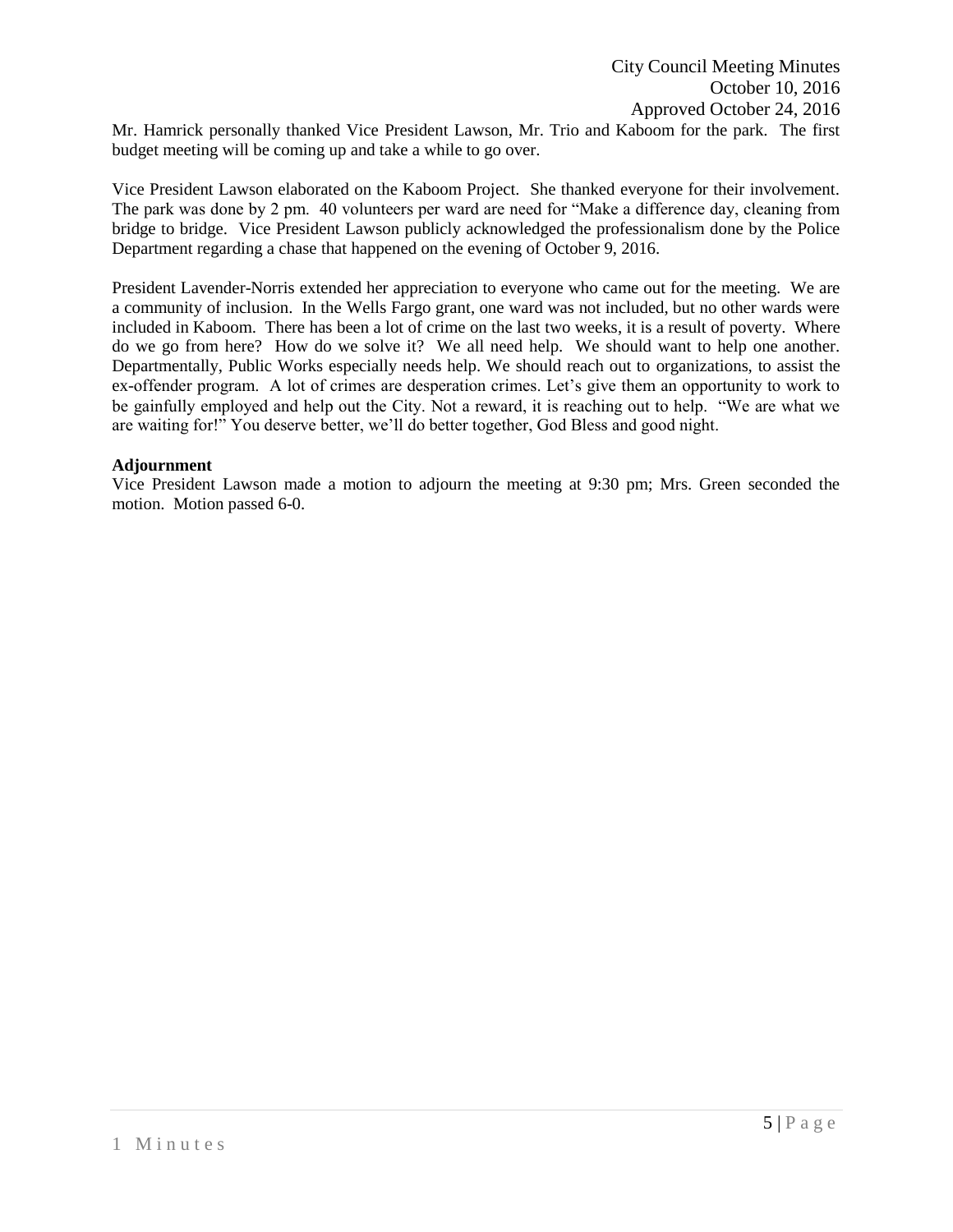Mr. Hamrick personally thanked Vice President Lawson, Mr. Trio and Kaboom for the park. The first budget meeting will be coming up and take a while to go over.

Vice President Lawson elaborated on the Kaboom Project. She thanked everyone for their involvement. The park was done by 2 pm. 40 volunteers per ward are need for "Make a difference day, cleaning from bridge to bridge. Vice President Lawson publicly acknowledged the professionalism done by the Police Department regarding a chase that happened on the evening of October 9, 2016.

President Lavender-Norris extended her appreciation to everyone who came out for the meeting. We are a community of inclusion. In the Wells Fargo grant, one ward was not included, but no other wards were included in Kaboom. There has been a lot of crime on the last two weeks, it is a result of poverty. Where do we go from here? How do we solve it? We all need help. We should want to help one another. Departmentally, Public Works especially needs help. We should reach out to organizations, to assist the ex-offender program. A lot of crimes are desperation crimes. Let's give them an opportunity to work to be gainfully employed and help out the City. Not a reward, it is reaching out to help. "We are what we are waiting for!" You deserve better, we'll do better together, God Bless and good night.

**Adjournment**

Vice President Lawson made a motion to adjourn the meeting at 9:30 pm; Mrs. Green seconded the motion. Motion passed 6-0.